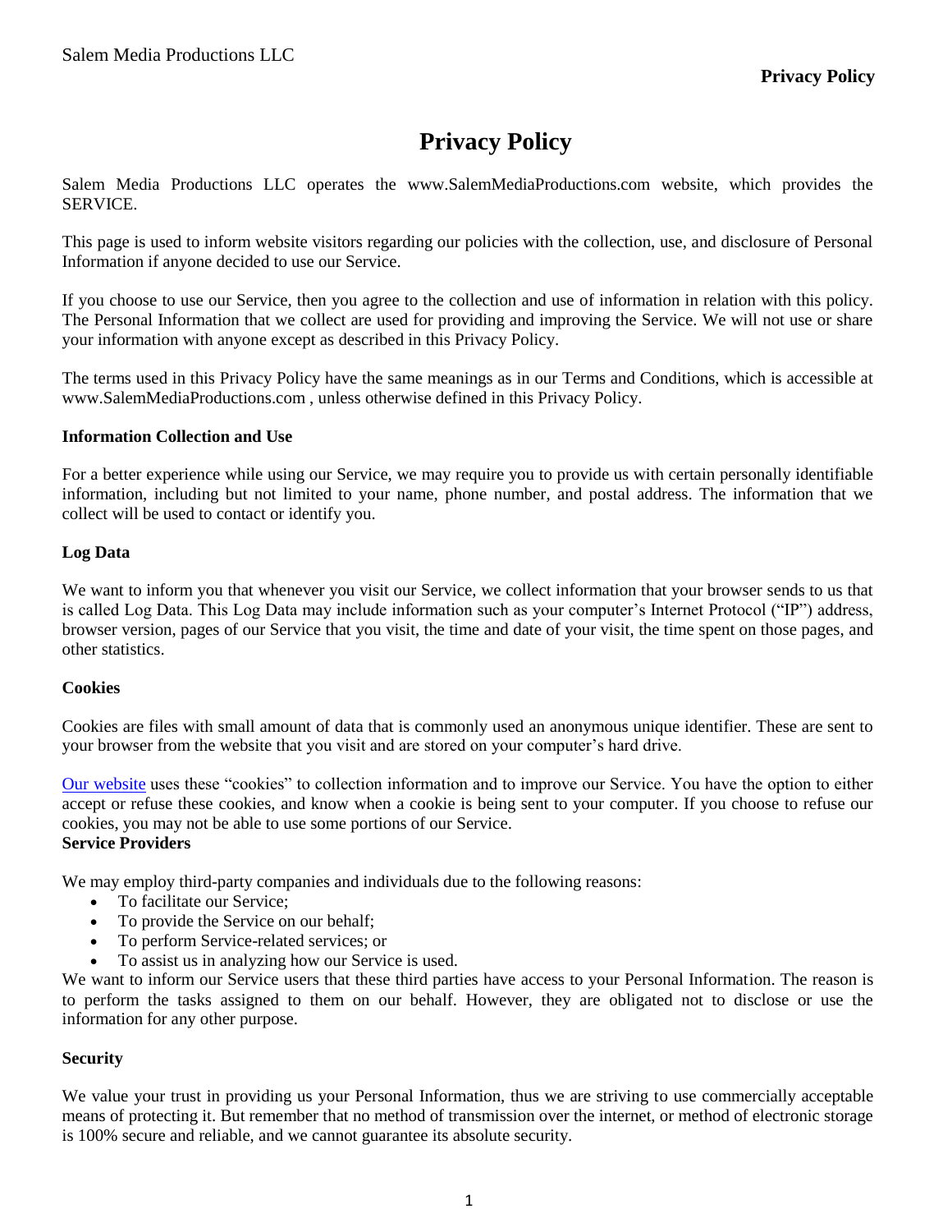# Privacy Policy

Salem Media Productions LLC operates the www.SalemMediaProductions.com website, which provides the SERVICE.

This page is used to inform website visitors regarding our policies with the collection, use, and disclosure of Personal Information if anyone decided to use our Service.

If you choose to use our Service, then you agree to the collection and use of information in relation with this policy. The Personal Information that we collect are used for providing and improving the Service. We will not use or share your information with anyone except as described in this Privacy Policy.

The terms used in this Privacy Policy have the same meanings as in our Terms and Conditions, which is accessible at www.SalemMediaProductions.com , unless otherwise defined in this Privacy Policy.

**Information Collection and Use**

For a better experience while using our Service, we may require you to provide us with certain personally identifiable information, including but not limited to your name, phone number, and postal address. The information that we collect will be used to contact or identify you.

**Log Data**

We want to inform you that whenever you visit our Service, we collect information that your browser sends to us that is called Log Data. This Log Data may include information such as your computer's Internet Protocol ("IP") address, browser version, pages of our Service that you visit, the time and date of your visit, the time spent on those pages, and other statistics.

**Cookies**

Cookies are files with small amount of data that is commonly used an anonymous unique identifier. These are sent to your browser from the website that you visit and are stored on your computer's hard drive.

Our website uses these "cookies" to collection information and to improve our Service. You have the option to either accept or refuse these cookies, and know when a cookie is being sent to your computer. If you choose to refuse our cookies, you may not be able to use some portions of our Service.

**Service Providers**

We may employ third-party companies and individuals due to the following reasons:

- To facilitate our Service;
- To provide the Service on our behalf;
- To perform Service-related services; or
- To assist us in analyzing how our Service is used.

We want to inform our Service users that these third parties have access to your Personal Information. The reason is to perform the tasks assigned to them on our behalf. However, they are obligated not to disclose or use the information for any other purpose.

**Security**

We value your trust in providing us your Personal Information, thus we are striving to use commercially acceptable means of protecting it. But remember that no method of transmission over the internet, or method of electronic storage is 100% secure and reliable, and we cannot guarantee its absolute security.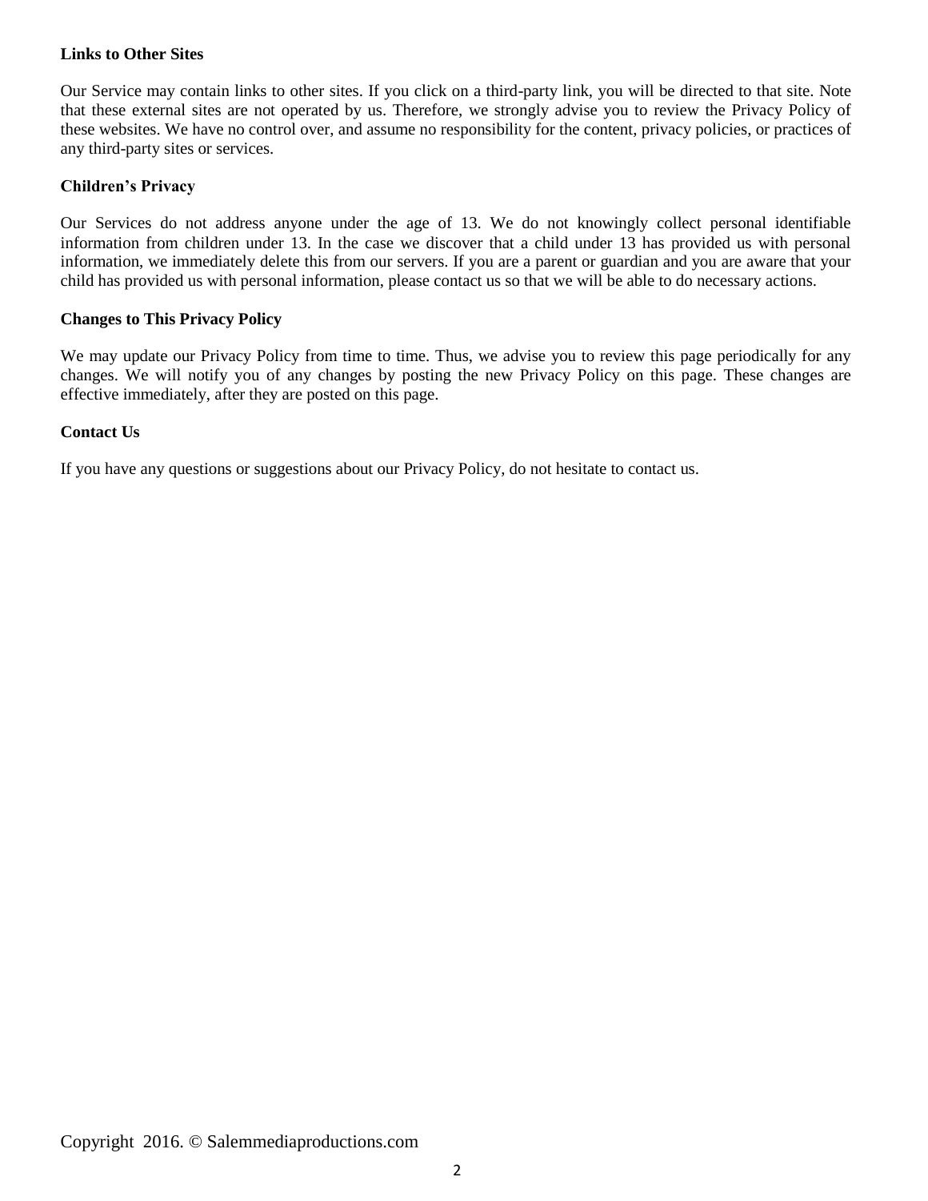**Links to Other Sites**

Our Service may contain links to other sites. If you click on a third-party link, you will be directed to that site. Note that these external sites are not operated by us. Therefore, we strongly advise you to review the Privacy Policy of these websites. We have no control over, and assume no responsibility for the content, privacy policies, or practices of any third-party sites or services.

**Children's Privacy**

Our Services do not address anyone under the age of 13. We do not knowingly collect personal identifiable information from children under 13. In the case we discover that a child under 13 has provided us with personal information, we immediately delete this from our servers. If you are a parent or guardian and you are aware that your child has provided us with personal information, please contact us so that we will be able to do necessary actions.

**Changes to This Privacy Policy**

We may update our Privacy Policy from time to time. Thus, we advise you to review this page periodically for any changes. We will notify you of any changes by posting the new Privacy Policy on this page. These changes are effective immediately, after they are posted on this page.

**Contact Us**

If you have any questions or suggestions about our Privacy Policy, do not hesitate to contact us.